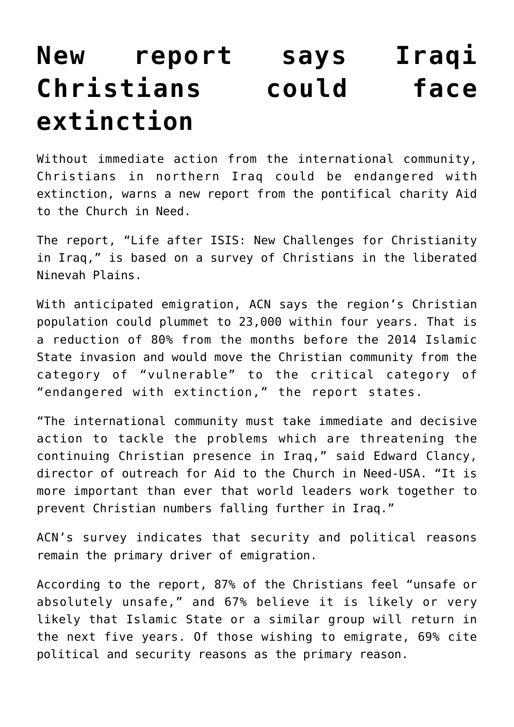# New report says Iraqi Christians could face extinction

Without immediate action from the international community, Christians in northern Iraq could be endangered with extinction, warns a new report from the pontifical charity Aid to the Church in Need.

The report, "Life after ISIS: New Challenges for Christianity in Iraq," is based on a survey of Christians in the liberated Ninevah Plains.

With anticipated emigration, ACN says the region's Christian population could plummet to 23,000 within four years. That is a reduction of 80% from the months before the 2014 Islamic State invasion and would move the Christian community from the category of "vulnerable" to the critical category of "endangered with extinction," the report states.

"The international community must take immediate and decisive action to tackle the problems which are threatening the continuing Christian presence in Iraq," said Edward Clancy, director of outreach for Aid to the Church in Need-USA. "It is more important than ever that world leaders work together to prevent Christian numbers falling further in Iraq."

ACN's survey indicates that security and political reasons remain the primary driver of emigration.

According to the report, 87% of the Christians feel "unsafe or absolutely unsafe," and 67% believe it is likely or very likely that Islamic State or a similar group will return in the next five years. Of those wishing to emigrate, 69% cite political and security reasons as the primary reason.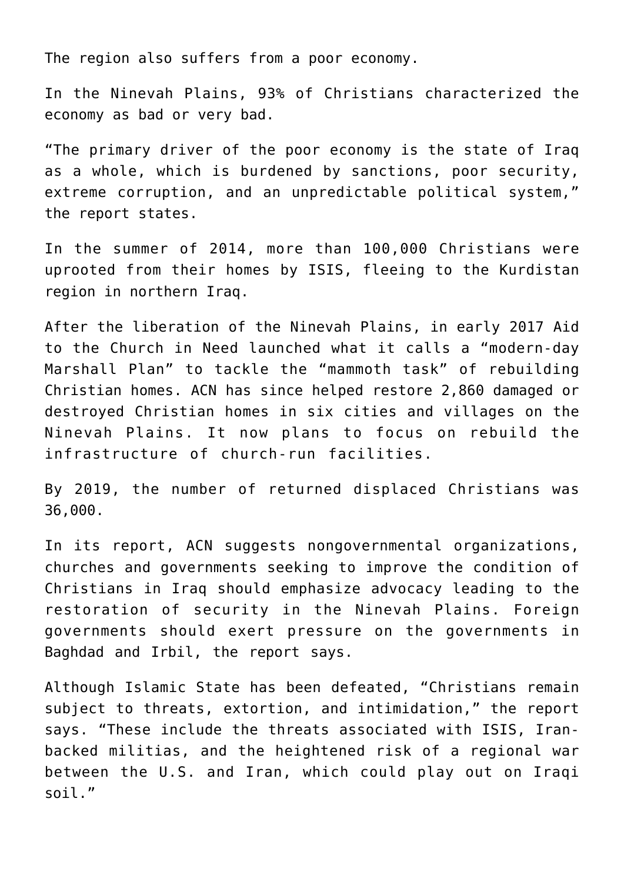The region also suffers from a poor economy.

In the Ninevah Plains, 93% of Christians characterized the economy as bad or very bad.

“The primary driver of the poor economy is the state of Iraq as a whole, which is burdened by sanctions, poor security, extreme corruption, and an unpredictable political system,” the report states.

In the summer of 2014, more than 100,000 Christians were uprooted from their homes by ISIS, fleeing to the Kurdistan region in northern Iraq.

After the liberation of the Ninevah Plains, in early 2017 Aid to the Church in Need launched what it calls a “modern-day Marshall Plan” to tackle the “mammoth task” of rebuilding Christian homes. ACN has since helped restore 2,860 damaged or destroyed Christian homes in six cities and villages on the Ninevah Plains. It now plans to focus on rebuild the infrastructure of church-run facilities.

By 2019, the number of returned displaced Christians was 36,000.

In its report, ACN suggests nongovernmental organizations, churches and governments seeking to improve the condition of Christians in Iraq should emphasize advocacy leading to the restoration of security in the Ninevah Plains. Foreign governments should exert pressure on the governments in Baghdad and Irbil, the report says.

Although Islamic State has been defeated, “Christians remain subject to threats, extortion, and intimidation,” the report says. “These include the threats associated with ISIS, Iran-backed militias, and the heightened risk of a regional war between the U.S. and Iran, which could play out on Iraqi soil.”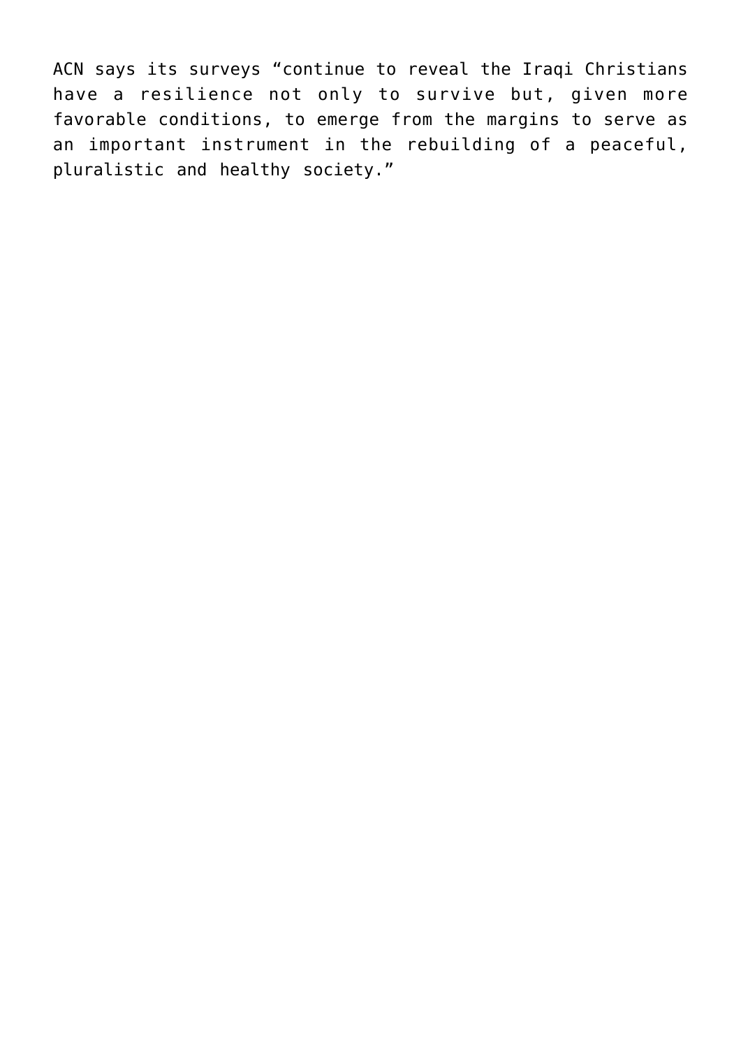ACN says its surveys “continue to reveal the Iraqi Christians have a resilience not only to survive but, given more favorable conditions, to emerge from the margins to serve as an important instrument in the rebuilding of a peaceful, pluralistic and healthy society.”